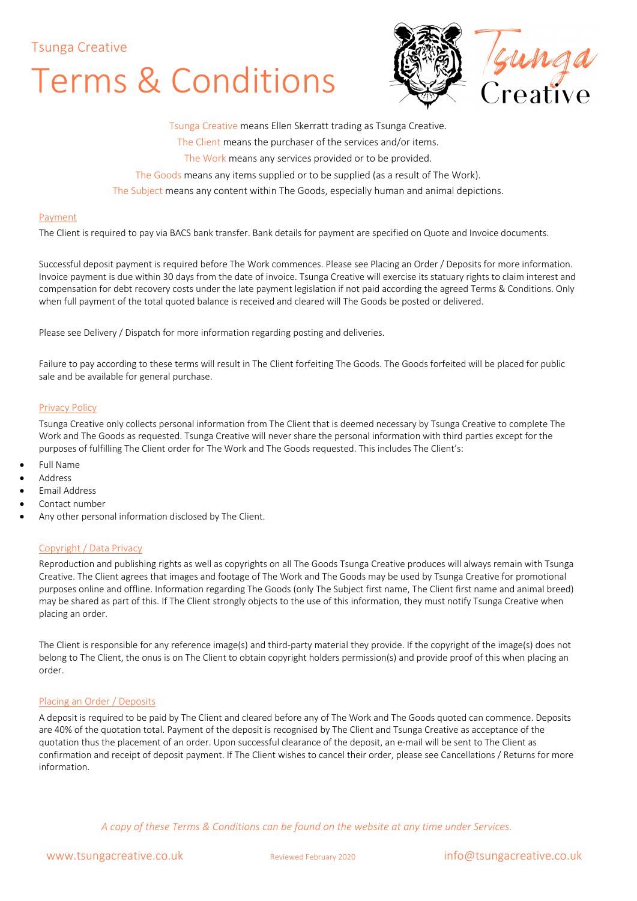Tsunga Creative

# Terms & Conditions

Tsunga Creative means Ellen Skerratt trading as Tsunga Creative.

The Client means the purchaser of the services and/or items.

The Work means any services provided or to be provided.

The Goods means any items supplied or to be supplied (as a result of The Work).

The Subject means any content within The Goods, especially human and animal depictions.

## Payment

The Client is required to pay via BACS bank transfer. Bank details for payment are specified on Quote and Invoice documents.

Successful deposit payment is required before The Work commences. Please see Placing an Order / Deposits for more information. Invoice payment is due within 30 days from the date of invoice. Tsunga Creative will exercise its statuary rights to claim interest and compensation for debt recovery costs under the late payment legislation if not paid according the agreed Terms & Conditions. Only when full payment of the total quoted balance is received and cleared will The Goods be posted or delivered.

Please see Delivery / Dispatch for more information regarding posting and deliveries.

Failure to pay according to these terms will result in The Client forfeiting The Goods. The Goods forfeited will be placed for public sale and be available for general purchase.

## Privacy Policy

Tsunga Creative only collects personal information from The Client that is deemed necessary by Tsunga Creative to complete The Work and The Goods as requested. Tsunga Creative will never share the personal information with third parties except for the purposes of fulfilling The Client order for The Work and The Goods requested. This includes The Client's:

- Full Name
- Address
- Email Address
- Contact number
- Any other personal information disclosed by The Client.

## Copyright / Data Privacy

Reproduction and publishing rights as well as copyrights on all The Goods Tsunga Creative produces will always remain with Tsunga Creative. The Client agrees that images and footage of The Work and The Goods may be used by Tsunga Creative for promotional purposes online and offline. Information regarding The Goods (only The Subject first name, The Client first name and animal breed) may be shared as part of this. If The Client strongly objects to the use of this information, they must notify Tsunga Creative when placing an order.

The Client is responsible for any reference image(s) and third-party material they provide. If the copyright of the image(s) does not belong to The Client, the onus is on The Client to obtain copyright holders permission(s) and provide proof of this when placing an order.

## Placing an Order / Deposits

A deposit is required to be paid by The Client and cleared before any of The Work and The Goods quoted can commence. Deposits are 40% of the quotation total. Payment of the deposit is recognised by The Client and Tsunga Creative as acceptance of the quotation thus the placement of an order. Upon successful clearance of the deposit, an e-mail will be sent to The Client as confirmation and receipt of deposit payment. If The Client wishes to cancel their order, please see Cancellations / Returns for more information.

*A copy of these Terms & Conditions can be found on the website at any time under Services.*

www.tsungacreative.co.uk Reviewed February 2020 info@tsungacreative.co.uk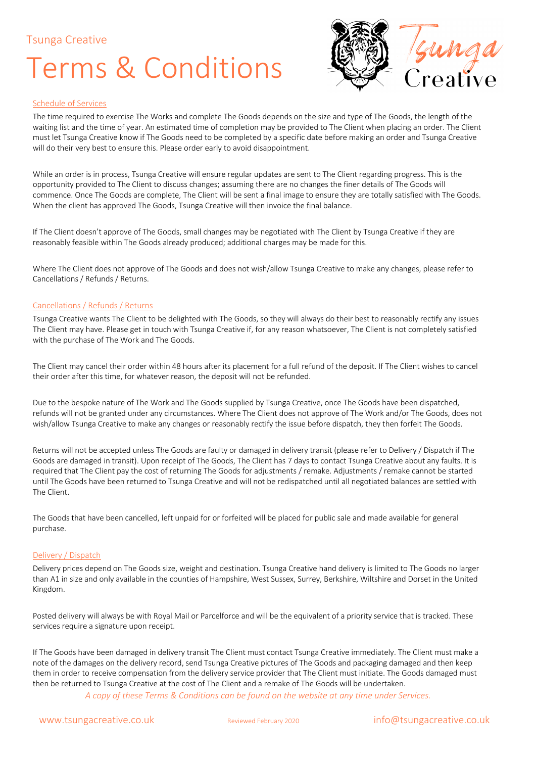Tsunga Creative

# Terms & Conditions

## Schedule of Services

The time required to exercise The Works and complete The Goods depends on the size and type of The Goods, the length of the waiting list and the time of year. An estimated time of completion may be provided to The Client when placing an order. The Client must let Tsunga Creative know if The Goods need to be completed by a specific date before making an order and Tsunga Creative will do their very best to ensure this. Please order early to avoid disappointment.

While an order is in process, Tsunga Creative will ensure regular updates are sent to The Client regarding progress. This is the opportunity provided to The Client to discuss changes; assuming there are no changes the finer details of The Goods will commence. Once The Goods are complete, The Client will be sent a final image to ensure they are totally satisfied with The Goods. When the client has approved The Goods, Tsunga Creative will then invoice the final balance.

If The Client doesn't approve of The Goods, small changes may be negotiated with The Client by Tsunga Creative if they are reasonably feasible within The Goods already produced; additional charges may be made for this.

Where The Client does not approve of The Goods and does not wish/allow Tsunga Creative to make any changes, please refer to Cancellations / Refunds / Returns.

## Cancellations / Refunds / Returns

Tsunga Creative wants The Client to be delighted with The Goods, so they will always do their best to reasonably rectify any issues The Client may have. Please get in touch with Tsunga Creative if, for any reason whatsoever, The Client is not completely satisfied with the purchase of The Work and The Goods.

The Client may cancel their order within 48 hours after its placement for a full refund of the deposit. If The Client wishes to cancel their order after this time, for whatever reason, the deposit will not be refunded.

Due to the bespoke nature of The Work and The Goods supplied by Tsunga Creative, once The Goods have been dispatched, refunds will not be granted under any circumstances. Where The Client does not approve of The Work and/or The Goods, does not wish/allow Tsunga Creative to make any changes or reasonably rectify the issue before dispatch, they then forfeit The Goods.

Returns will not be accepted unless The Goods are faulty or damaged in delivery transit (please refer to Delivery / Dispatch if The Goods are damaged in transit). Upon receipt of The Goods, The Client has 7 days to contact Tsunga Creative about any faults. It is required that The Client pay the cost of returning The Goods for adjustments / remake. Adjustments / remake cannot be started until The Goods have been returned to Tsunga Creative and will not be redispatched until all negotiated balances are settled with The Client.

The Goods that have been cancelled, left unpaid for or forfeited will be placed for public sale and made available for general purchase.

## Delivery / Dispatch

Delivery prices depend on The Goods size, weight and destination. Tsunga Creative hand delivery is limited to The Goods no larger than A1 in size and only available in the counties of Hampshire, West Sussex, Surrey, Berkshire, Wiltshire and Dorset in the United Kingdom.

Posted delivery will always be with Royal Mail or Parcelforce and will be the equivalent of a priority service that is tracked. These services require a signature upon receipt.

If The Goods have been damaged in delivery transit The Client must contact Tsunga Creative immediately. The Client must make a note of the damages on the delivery record, send Tsunga Creative pictures of The Goods and packaging damaged and then keep them in order to receive compensation from the delivery service provider that The Client must initiate. The Goods damaged must then be returned to Tsunga Creative at the cost of The Client and a remake of The Goods will be undertaken.

*A copy of these Terms & Conditions can be found on the website at any time under Services.*

www.tsungacreative.co.uk　　Reviewed February 2020　　info@tsungacreative.co.uk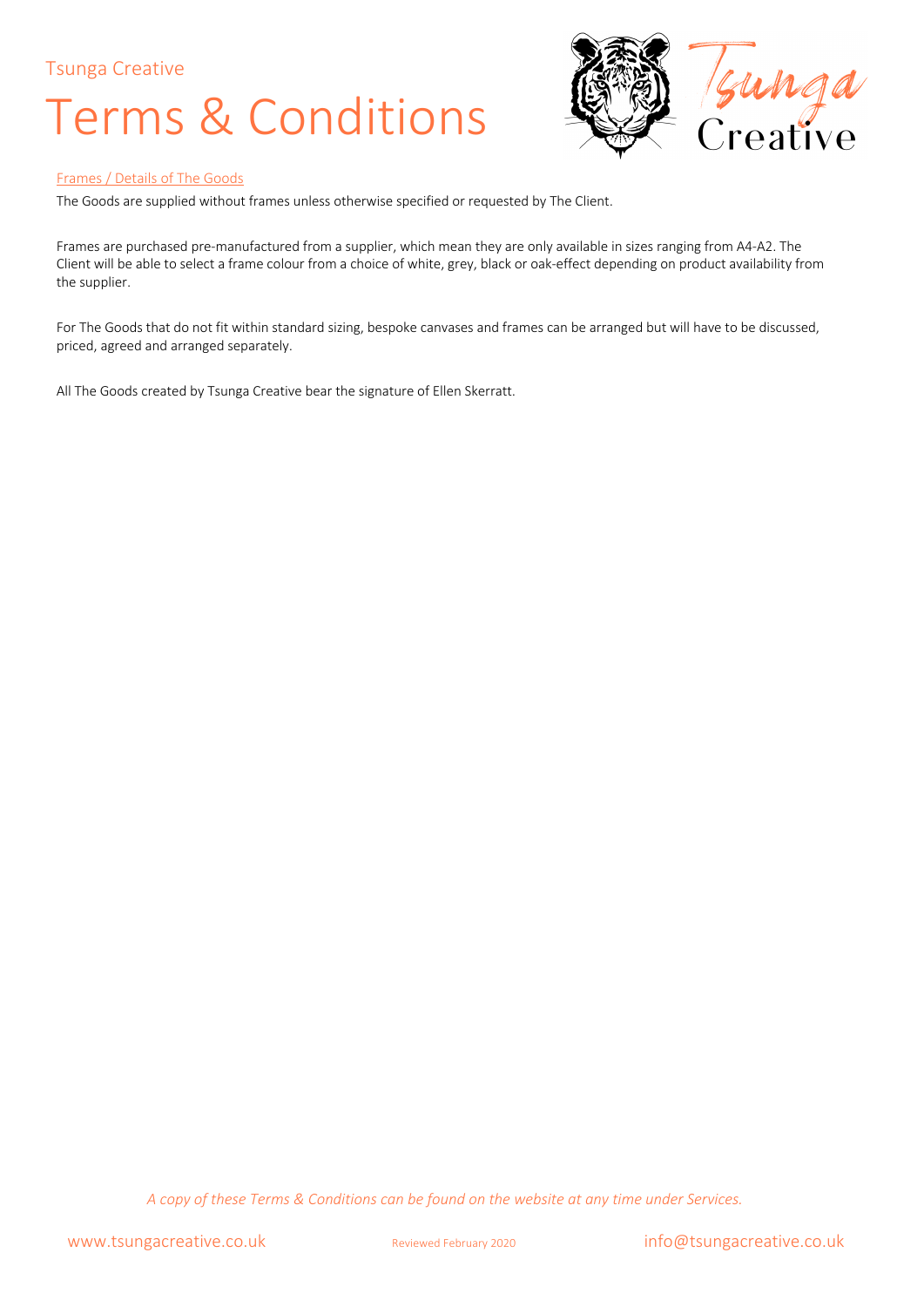## Frames / Details of The Goods

The Goods are supplied without frames unless otherwise specified or requested by The Client.

Frames are purchased pre-manufactured from a supplier, which mean they are only available in sizes ranging from A4-A2. The Client will be able to select a frame colour from a choice of white, grey, black or oak-effect depending on product availability from the supplier.

For The Goods that do not fit within standard sizing, bespoke canvases and frames can be arranged but will have to be discussed, priced, agreed and arranged separately.

All The Goods created by Tsunga Creative bear the signature of Ellen Skerratt.